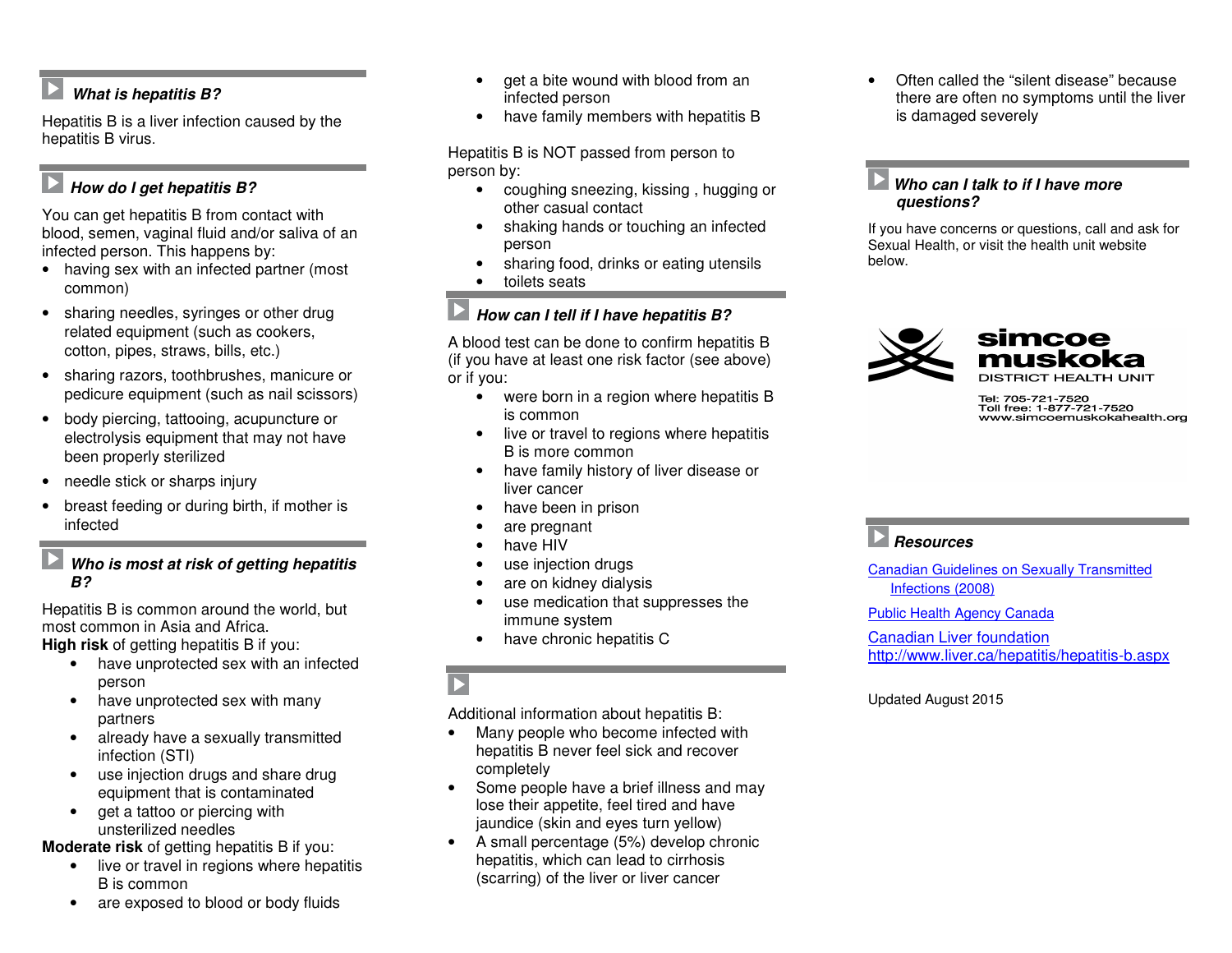## What is hepatitis B?

Hepatitis B is a liver infection caused by the hepatitis B virus.

## How do I get hepatitis B?

You can get hepatitis B from contact with blood, semen, vaginal fluid and/or saliva of an infected person. This happens by:

- having sex with an infected partner (most common)
- sharing needles, syringes or other drug related equipment (such as cookers, cotton, pipes, straws, bills, etc.)
- sharing razors, toothbrushes, manicure or pedicure equipment (such as nail scissors)
- body piercing, tattooing, acupuncture or electrolysis equipment that may not have been properly sterilized
- needle stick or sharps injury
- breast feeding or during birth, if mother is infected

## Who is most at risk of getting hepatitis B?

Hepatitis B is common around the world, but most common in Asia and Africa.

**High risk** of getting hepatitis B if you:

- have unprotected sex with an infected person
- have unprotected sex with many partners
- already have a sexually transmitted infection (STI)
- use injection drugs and share drug equipment that is contaminated
- get a tattoo or piercing with unsterilized needles

**Moderate risk** of getting hepatitis B if you:

- live or travel in regions where hepatitis B is common
- are exposed to blood or body fluids
- get a bite wound with blood from an infected person
- have family members with hepatitis B

Hepatitis B is NOT passed from person to person by:

- coughing sneezing, kissing , hugging or other casual contact
- shaking hands or touching an infected person
- sharing food, drinks or eating utensils
- toilets seats

## How can I tell if I have hepatitis B?

A blood test can be done to confirm hepatitis B (if you have at least one risk factor (see above) or if you:

- were born in a region where hepatitis B is common
- live or travel to regions where hepatitis B is more common
- have family history of liver disease or liver cancer
- have been in prison
- are pregnant
- have HIV
- use injection drugs
- are on kidney dialysis
- use medication that suppresses the immune system
- have chronic hepatitis C

Additional information about hepatitis B:

- Many people who become infected with hepatitis B never feel sick and recover completely
- Some people have a brief illness and may lose their appetite, feel tired and have jaundice (skin and eyes turn yellow)
- A small percentage (5%) develop chronic hepatitis, which can lead to cirrhosis (scarring) of the liver or liver cancer
- Often called the "silent disease" because there are often no symptoms until the liver is damaged severely

## Who can I talk to if I have more questions?

If you have concerns or questions, call and ask for Sexual Health, or visit the health unit website below.

**simcoe muskoka**
DISTRICT HEALTH UNIT

Tel: 705-721-7520
Toll free: 1-877-721-7520
www.simcoemuskokahealth.org

## Resources

[Canadian Guidelines on Sexually Transmitted Infections (2008)]

[Public Health Agency Canada]

[Canadian Liver foundation]
http://www.liver.ca/hepatitis/hepatitis-b.aspx

Updated August 2015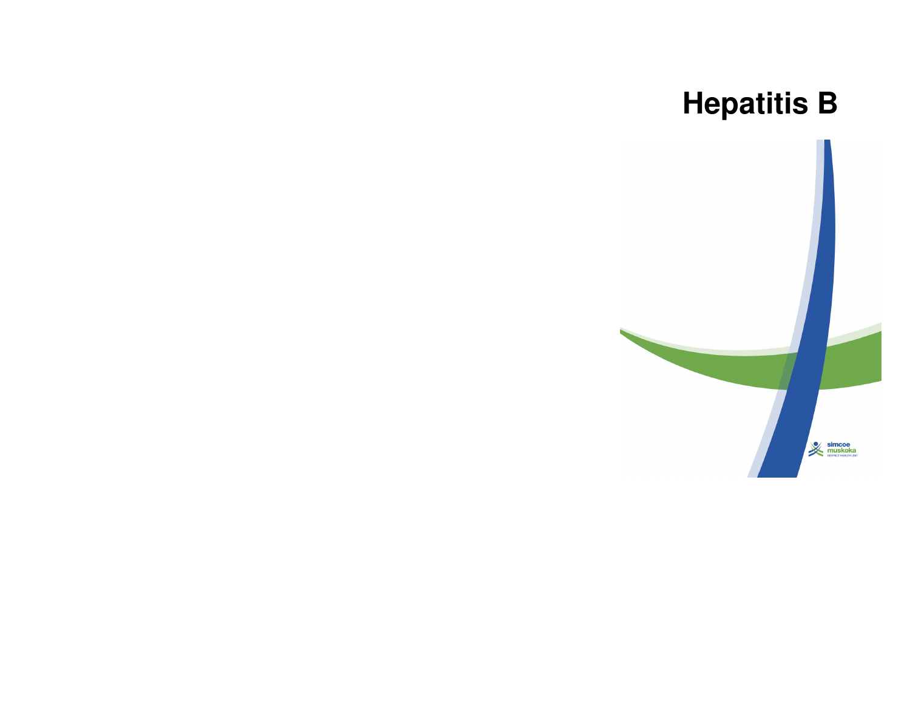# Hepatitis B